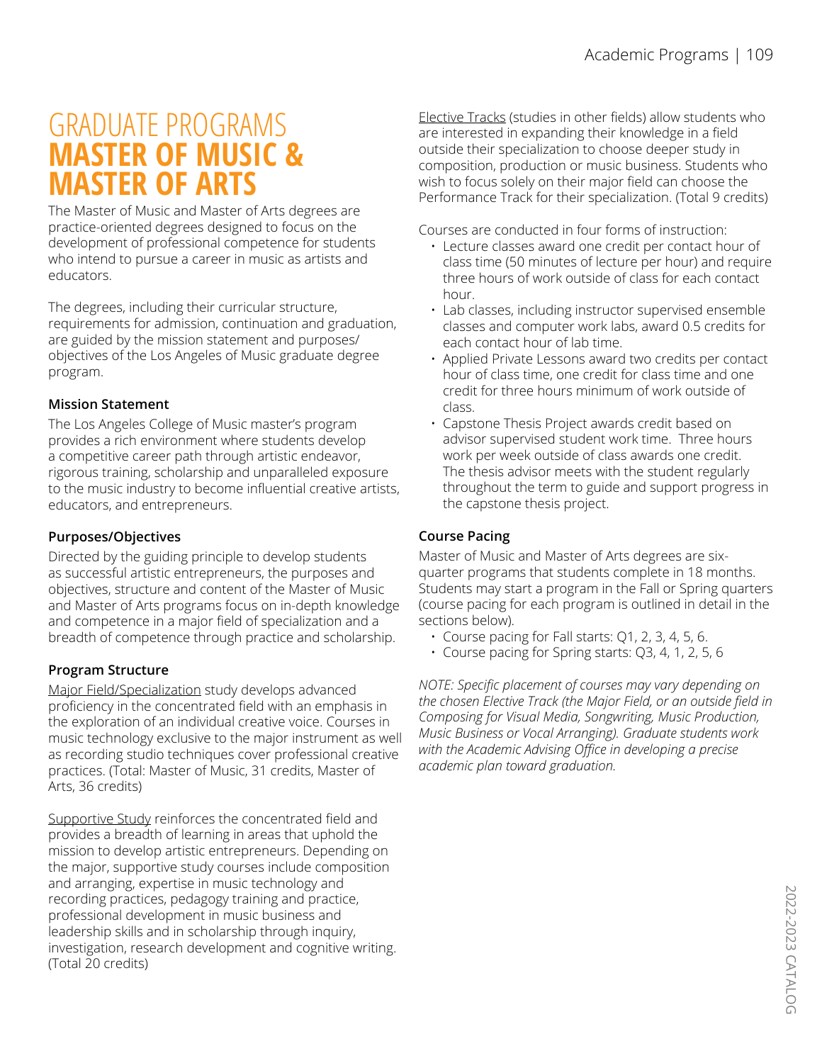# GRADUATE PROGRAMS
# MASTER OF MUSIC & MASTER OF ARTS

The Master of Music and Master of Arts degrees are practice-oriented degrees designed to focus on the development of professional competence for students who intend to pursue a career in music as artists and educators.

The degrees, including their curricular structure, requirements for admission, continuation and graduation, are guided by the mission statement and purposes/objectives of the Los Angeles of Music graduate degree program.

### Mission Statement

The Los Angeles College of Music master's program provides a rich environment where students develop a competitive career path through artistic endeavor, rigorous training, scholarship and unparalleled exposure to the music industry to become influential creative artists, educators, and entrepreneurs.

### Purposes/Objectives

Directed by the guiding principle to develop students as successful artistic entrepreneurs, the purposes and objectives, structure and content of the Master of Music and Master of Arts programs focus on in-depth knowledge and competence in a major field of specialization and a breadth of competence through practice and scholarship.

### Program Structure

Major Field/Specialization study develops advanced proficiency in the concentrated field with an emphasis in the exploration of an individual creative voice. Courses in music technology exclusive to the major instrument as well as recording studio techniques cover professional creative practices. (Total: Master of Music, 31 credits, Master of Arts, 36 credits)

Supportive Study reinforces the concentrated field and provides a breadth of learning in areas that uphold the mission to develop artistic entrepreneurs. Depending on the major, supportive study courses include composition and arranging, expertise in music technology and recording practices, pedagogy training and practice, professional development in music business and leadership skills and in scholarship through inquiry, investigation, research development and cognitive writing. (Total 20 credits)

Elective Tracks (studies in other fields) allow students who are interested in expanding their knowledge in a field outside their specialization to choose deeper study in composition, production or music business. Students who wish to focus solely on their major field can choose the Performance Track for their specialization. (Total 9 credits)

Courses are conducted in four forms of instruction:

- Lecture classes award one credit per contact hour of class time (50 minutes of lecture per hour) and require three hours of work outside of class for each contact hour.
- Lab classes, including instructor supervised ensemble classes and computer work labs, award 0.5 credits for each contact hour of lab time.
- Applied Private Lessons award two credits per contact hour of class time, one credit for class time and one credit for three hours minimum of work outside of class.
- Capstone Thesis Project awards credit based on advisor supervised student work time. Three hours work per week outside of class awards one credit. The thesis advisor meets with the student regularly throughout the term to guide and support progress in the capstone thesis project.

### Course Pacing

Master of Music and Master of Arts degrees are six-quarter programs that students complete in 18 months. Students may start a program in the Fall or Spring quarters (course pacing for each program is outlined in detail in the sections below).

- Course pacing for Fall starts: Q1, 2, 3, 4, 5, 6.
- Course pacing for Spring starts: Q3, 4, 1, 2, 5, 6

*NOTE: Specific placement of courses may vary depending on the chosen Elective Track (the Major Field, or an outside field in Composing for Visual Media, Songwriting, Music Production, Music Business or Vocal Arranging). Graduate students work with the Academic Advising Office in developing a precise academic plan toward graduation.*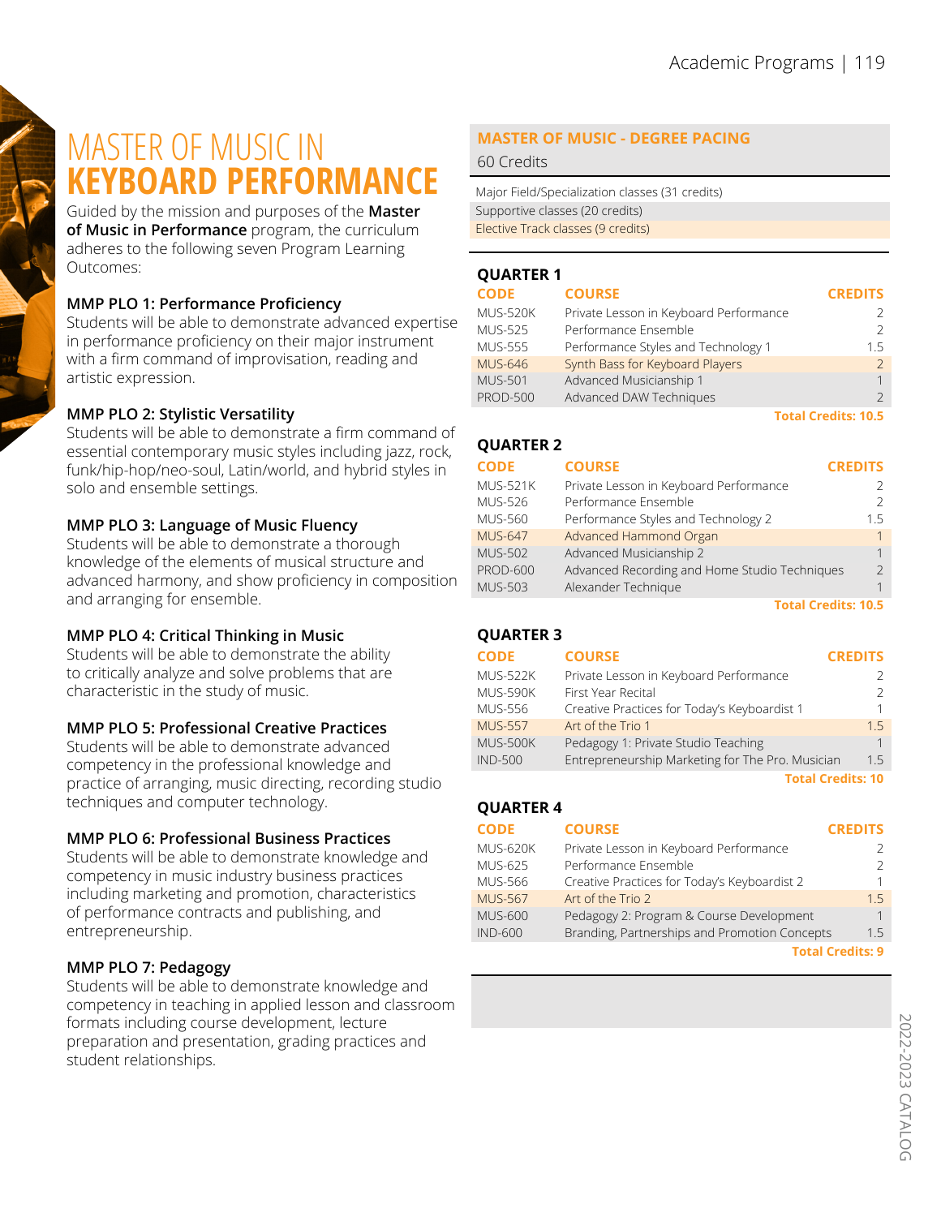# MASTER OF MUSIC IN **KEYBOARD PERFORMANCE**

Guided by the mission and purposes of the **Master of Music in Performance** program, the curriculum adheres to the following seven Program Learning Outcomes:

### MMP PLO 1: Performance Proficiency

Students will be able to demonstrate advanced expertise in performance proficiency on their major instrument with a firm command of improvisation, reading and artistic expression.

### MMP PLO 2: Stylistic Versatility

Students will be able to demonstrate a firm command of essential contemporary music styles including jazz, rock, funk/hip-hop/neo-soul, Latin/world, and hybrid styles in solo and ensemble settings.

### MMP PLO 3: Language of Music Fluency

Students will be able to demonstrate a thorough knowledge of the elements of musical structure and advanced harmony, and show proficiency in composition and arranging for ensemble.

### MMP PLO 4: Critical Thinking in Music

Students will be able to demonstrate the ability to critically analyze and solve problems that are characteristic in the study of music.

### MMP PLO 5: Professional Creative Practices

Students will be able to demonstrate advanced competency in the professional knowledge and practice of arranging, music directing, recording studio techniques and computer technology.

### MMP PLO 6: Professional Business Practices

Students will be able to demonstrate knowledge and competency in music industry business practices including marketing and promotion, characteristics of performance contracts and publishing, and entrepreneurship.

### MMP PLO 7: Pedagogy

Students will be able to demonstrate knowledge and competency in teaching in applied lesson and classroom formats including course development, lecture preparation and presentation, grading practices and student relationships.

## MASTER OF MUSIC - DEGREE PACING

60 Credits

- Major Field/Specialization classes (31 credits)
- Supportive classes (20 credits)
- Elective Track classes (9 credits)

### QUARTER 1

| CODE | COURSE | CREDITS |
|---|---|---|
| MUS-520K | Private Lesson in Keyboard Performance | 2 |
| MUS-525 | Performance Ensemble | 2 |
| MUS-555 | Performance Styles and Technology 1 | 1.5 |
| MUS-646 | Synth Bass for Keyboard Players | 2 |
| MUS-501 | Advanced Musicianship 1 | 1 |
| PROD-500 | Advanced DAW Techniques | 2 |
| | | **Total Credits: 10.5** |

### QUARTER 2

| CODE | COURSE | CREDITS |
|---|---|---|
| MUS-521K | Private Lesson in Keyboard Performance | 2 |
| MUS-526 | Performance Ensemble | 2 |
| MUS-560 | Performance Styles and Technology 2 | 1.5 |
| MUS-647 | Advanced Hammond Organ | 1 |
| MUS-502 | Advanced Musicianship 2 | 1 |
| PROD-600 | Advanced Recording and Home Studio Techniques | 2 |
| MUS-503 | Alexander Technique | 1 |
| | | **Total Credits: 10.5** |

### QUARTER 3

| CODE | COURSE | CREDITS |
|---|---|---|
| MUS-522K | Private Lesson in Keyboard Performance | 2 |
| MUS-590K | First Year Recital | 2 |
| MUS-556 | Creative Practices for Today's Keyboardist 1 | 1 |
| MUS-557 | Art of the Trio 1 | 1.5 |
| MUS-500K | Pedagogy 1: Private Studio Teaching | 1 |
| IND-500 | Entrepreneurship Marketing for The Pro. Musician | 1.5 |
| | | **Total Credits: 10** |

### QUARTER 4

| CODE | COURSE | CREDITS |
|---|---|---|
| MUS-620K | Private Lesson in Keyboard Performance | 2 |
| MUS-625 | Performance Ensemble | 2 |
| MUS-566 | Creative Practices for Today's Keyboardist 2 | 1 |
| MUS-567 | Art of the Trio 2 | 1.5 |
| MUS-600 | Pedagogy 2: Program & Course Development | 1 |
| IND-600 | Branding, Partnerships and Promotion Concepts | 1.5 |
| | | **Total Credits: 9** |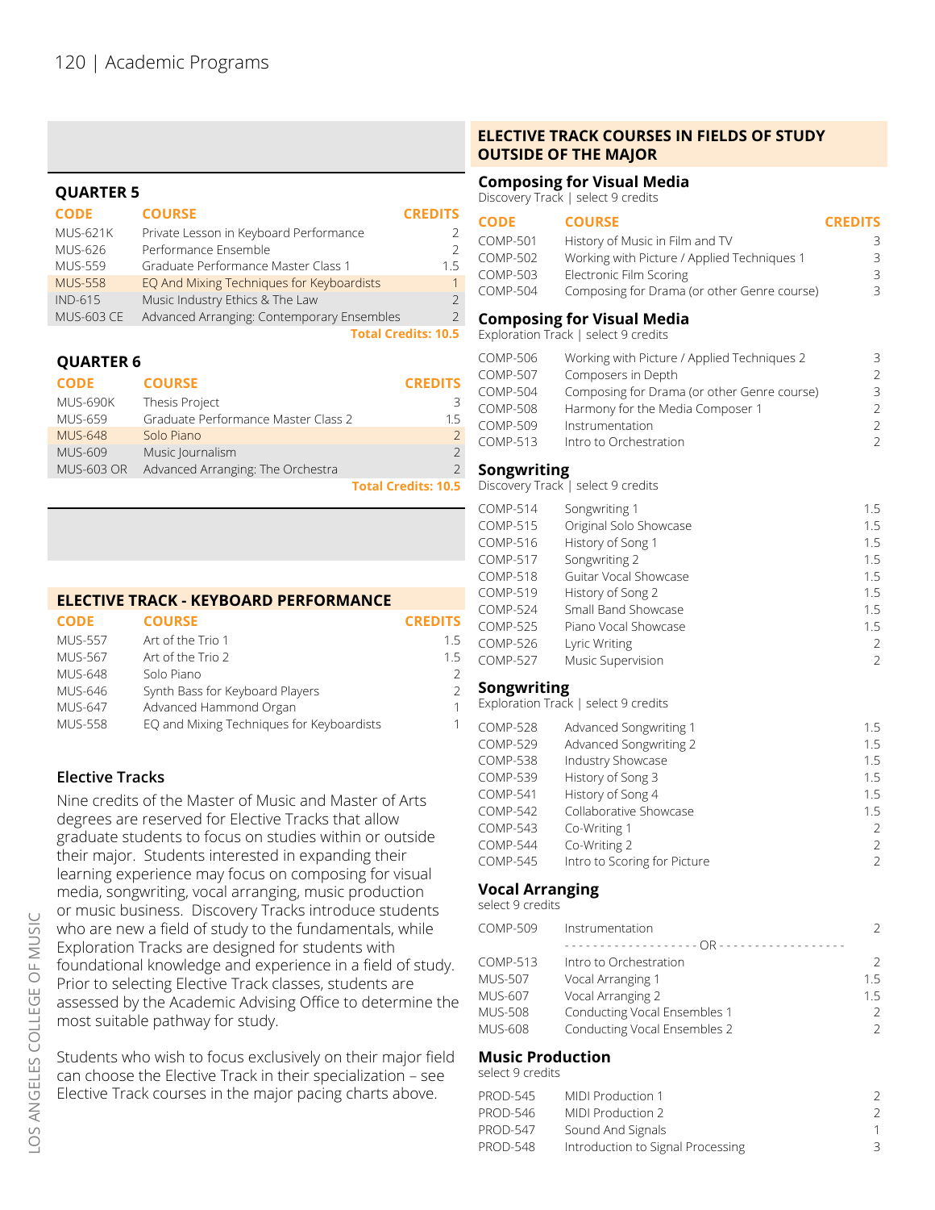### QUARTER 5

| CODE | COURSE | CREDITS |
| --- | --- | --- |
| MUS-621K | Private Lesson in Keyboard Performance | 2 |
| MUS-626 | Performance Ensemble | 2 |
| MUS-559 | Graduate Performance Master Class 1 | 1.5 |
| MUS-558 | EQ And Mixing Techniques for Keyboardists | 1 |
| IND-615 | Music Industry Ethics & The Law | 2 |
| MUS-603 CE | Advanced Arranging: Contemporary Ensembles | 2 |
| | | **Total Credits: 10.5** |

### QUARTER 6

| CODE | COURSE | CREDITS |
| --- | --- | --- |
| MUS-690K | Thesis Project | 3 |
| MUS-659 | Graduate Performance Master Class 2 | 1.5 |
| MUS-648 | Solo Piano | 2 |
| MUS-609 | Music Journalism | 2 |
| MUS-603 OR | Advanced Arranging: The Orchestra | 2 |
| | | **Total Credits: 10.5** |

### ELECTIVE TRACK - KEYBOARD PERFORMANCE

| CODE | COURSE | CREDITS |
| --- | --- | --- |
| MUS-557 | Art of the Trio 1 | 1.5 |
| MUS-567 | Art of the Trio 2 | 1.5 |
| MUS-648 | Solo Piano | 2 |
| MUS-646 | Synth Bass for Keyboard Players | 2 |
| MUS-647 | Advanced Hammond Organ | 1 |
| MUS-558 | EQ and Mixing Techniques for Keyboardists | 1 |

### Elective Tracks

Nine credits of the Master of Music and Master of Arts degrees are reserved for Elective Tracks that allow graduate students to focus on studies within or outside their major. Students interested in expanding their learning experience may focus on composing for visual media, songwriting, vocal arranging, music production or music business. Discovery Tracks introduce students who are new a field of study to the fundamentals, while Exploration Tracks are designed for students with foundational knowledge and experience in a field of study. Prior to selecting Elective Track classes, students are assessed by the Academic Advising Office to determine the most suitable pathway for study.

Students who wish to focus exclusively on their major field can choose the Elective Track in their specialization – see Elective Track courses in the major pacing charts above.

## ELECTIVE TRACK COURSES IN FIELDS OF STUDY OUTSIDE OF THE MAJOR

### Composing for Visual Media
Discovery Track | select 9 credits

| CODE | COURSE | CREDITS |
| --- | --- | --- |
| COMP-501 | History of Music in Film and TV | 3 |
| COMP-502 | Working with Picture / Applied Techniques 1 | 3 |
| COMP-503 | Electronic Film Scoring | 3 |
| COMP-504 | Composing for Drama (or other Genre course) | 3 |

### Composing for Visual Media
Exploration Track | select 9 credits

| | | |
| --- | --- | --- |
| COMP-506 | Working with Picture / Applied Techniques 2 | 3 |
| COMP-507 | Composers in Depth | 2 |
| COMP-504 | Composing for Drama (or other Genre course) | 3 |
| COMP-508 | Harmony for the Media Composer 1 | 2 |
| COMP-509 | Instrumentation | 2 |
| COMP-513 | Intro to Orchestration | 2 |

### Songwriting
Discovery Track | select 9 credits

| | | |
| --- | --- | --- |
| COMP-514 | Songwriting 1 | 1.5 |
| COMP-515 | Original Solo Showcase | 1.5 |
| COMP-516 | History of Song 1 | 1.5 |
| COMP-517 | Songwriting 2 | 1.5 |
| COMP-518 | Guitar Vocal Showcase | 1.5 |
| COMP-519 | History of Song 2 | 1.5 |
| COMP-524 | Small Band Showcase | 1.5 |
| COMP-525 | Piano Vocal Showcase | 1.5 |
| COMP-526 | Lyric Writing | 2 |
| COMP-527 | Music Supervision | 2 |

### Songwriting
Exploration Track | select 9 credits

| | | |
| --- | --- | --- |
| COMP-528 | Advanced Songwriting 1 | 1.5 |
| COMP-529 | Advanced Songwriting 2 | 1.5 |
| COMP-538 | Industry Showcase | 1.5 |
| COMP-539 | History of Song 3 | 1.5 |
| COMP-541 | History of Song 4 | 1.5 |
| COMP-542 | Collaborative Showcase | 1.5 |
| COMP-543 | Co-Writing 1 | 2 |
| COMP-544 | Co-Writing 2 | 2 |
| COMP-545 | Intro to Scoring for Picture | 2 |

### Vocal Arranging
select 9 credits

| | | |
| --- | --- | --- |
| COMP-509 | Instrumentation | 2 |
| | ------------------ OR ------------------ | |
| COMP-513 | Intro to Orchestration | 2 |
| MUS-507 | Vocal Arranging 1 | 1.5 |
| MUS-607 | Vocal Arranging 2 | 1.5 |
| MUS-508 | Conducting Vocal Ensembles 1 | 2 |
| MUS-608 | Conducting Vocal Ensembles 2 | 2 |

### Music Production
select 9 credits

| | | |
| --- | --- | --- |
| PROD-545 | MIDI Production 1 | 2 |
| PROD-546 | MIDI Production 2 | 2 |
| PROD-547 | Sound And Signals | 1 |
| PROD-548 | Introduction to Signal Processing | 3 |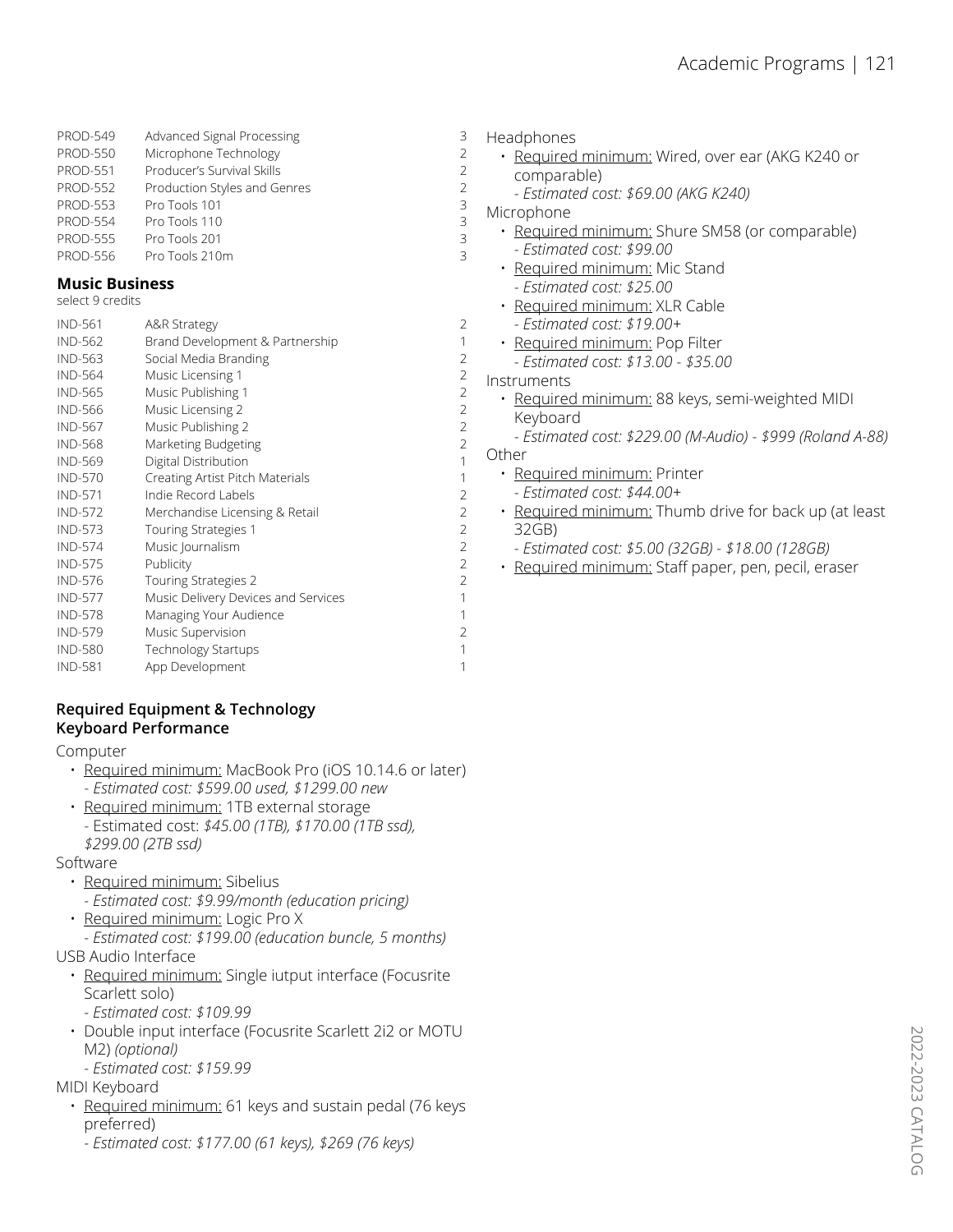| | | |
|---|---|---|
| PROD-549 | Advanced Signal Processing | 3 |
| PROD-550 | Microphone Technology | 2 |
| PROD-551 | Producer's Survival Skills | 2 |
| PROD-552 | Production Styles and Genres | 2 |
| PROD-553 | Pro Tools 101 | 3 |
| PROD-554 | Pro Tools 110 | 3 |
| PROD-555 | Pro Tools 201 | 3 |
| PROD-556 | Pro Tools 210m | 3 |

**Music Business**

select 9 credits

| | | |
|---|---|---|
| IND-561 | A&R Strategy | 2 |
| IND-562 | Brand Development & Partnership | 1 |
| IND-563 | Social Media Branding | 2 |
| IND-564 | Music Licensing 1 | 2 |
| IND-565 | Music Publishing 1 | 2 |
| IND-566 | Music Licensing 2 | 2 |
| IND-567 | Music Publishing 2 | 2 |
| IND-568 | Marketing Budgeting | 2 |
| IND-569 | Digital Distribution | 1 |
| IND-570 | Creating Artist Pitch Materials | 1 |
| IND-571 | Indie Record Labels | 2 |
| IND-572 | Merchandise Licensing & Retail | 2 |
| IND-573 | Touring Strategies 1 | 2 |
| IND-574 | Music Journalism | 2 |
| IND-575 | Publicity | 2 |
| IND-576 | Touring Strategies 2 | 2 |
| IND-577 | Music Delivery Devices and Services | 1 |
| IND-578 | Managing Your Audience | 1 |
| IND-579 | Music Supervision | 2 |
| IND-580 | Technology Startups | 1 |
| IND-581 | App Development | 1 |

**Required Equipment & Technology**
**Keyboard Performance**

Computer

- Required minimum: MacBook Pro (iOS 10.14.6 or later)
  - *Estimated cost: $599.00 used, $1299.00 new*
- Required minimum: 1TB external storage
  - Estimated cost: *$45.00 (1TB), $170.00 (1TB ssd), $299.00 (2TB ssd)*

Software

- Required minimum: Sibelius
  - *Estimated cost: $9.99/month (education pricing)*
- Required minimum: Logic Pro X
  - *Estimated cost: $199.00 (education buncle, 5 months)*

USB Audio Interface

- Required minimum: Single iutput interface (Focusrite Scarlett solo)
  - *Estimated cost: $109.99*
- Double input interface (Focusrite Scarlett 2i2 or MOTU M2) *(optional)*
  - *Estimated cost: $159.99*

MIDI Keyboard

- Required minimum: 61 keys and sustain pedal (76 keys preferred)
  - *Estimated cost: $177.00 (61 keys), $269 (76 keys)*

Headphones

- Required minimum: Wired, over ear (AKG K240 or comparable)
  - *Estimated cost: $69.00 (AKG K240)*

Microphone

- Required minimum: Shure SM58 (or comparable)
  - *Estimated cost: $99.00*
- Required minimum: Mic Stand
  - *Estimated cost: $25.00*
- Required minimum: XLR Cable
  - *Estimated cost: $19.00+*
- Required minimum: Pop Filter
  - *Estimated cost: $13.00 - $35.00*

Instruments

- Required minimum: 88 keys, semi-weighted MIDI Keyboard
  - *Estimated cost: $229.00 (M-Audio) - $999 (Roland A-88)*

Other

- Required minimum: Printer
  - *Estimated cost: $44.00+*
- Required minimum: Thumb drive for back up (at least 32GB)
  - *Estimated cost: $5.00 (32GB) - $18.00 (128GB)*
- Required minimum: Staff paper, pen, pecil, eraser